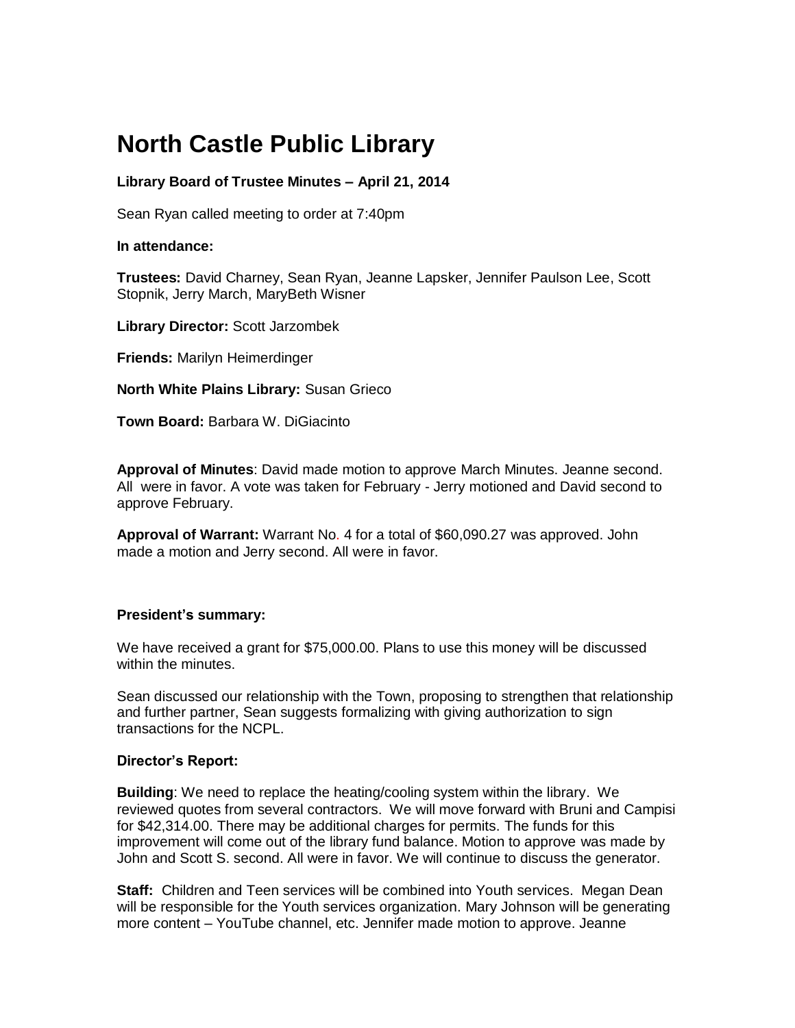# North Castle Public Library

**Library Board of Trustee Minutes – April 21, 2014**

Sean Ryan called meeting to order at 7:40pm

**In attendance:**

**Trustees:** David Charney, Sean Ryan, Jeanne Lapsker, Jennifer Paulson Lee, Scott Stopnik, Jerry March, MaryBeth Wisner

**Library Director:** Scott Jarzombek

**Friends:** Marilyn Heimerdinger

**North White Plains Library:** Susan Grieco

**Town Board:** Barbara W. DiGiacinto

**Approval of Minutes**: David made motion to approve March Minutes. Jeanne second. All were in favor. A vote was taken for February - Jerry motioned and David second to approve February.

**Approval of Warrant:** Warrant No. 4 for a total of $60,090.27 was approved. John made a motion and Jerry second. All were in favor.

**President's summary:**

We have received a grant for $75,000.00. Plans to use this money will be discussed within the minutes.

Sean discussed our relationship with the Town, proposing to strengthen that relationship and further partner, Sean suggests formalizing with giving authorization to sign transactions for the NCPL.

**Director's Report:**

**Building**: We need to replace the heating/cooling system within the library. We reviewed quotes from several contractors. We will move forward with Bruni and Campisi for $42,314.00. There may be additional charges for permits. The funds for this improvement will come out of the library fund balance. Motion to approve was made by John and Scott S. second. All were in favor. We will continue to discuss the generator.

**Staff:** Children and Teen services will be combined into Youth services. Megan Dean will be responsible for the Youth services organization. Mary Johnson will be generating more content – YouTube channel, etc. Jennifer made motion to approve. Jeanne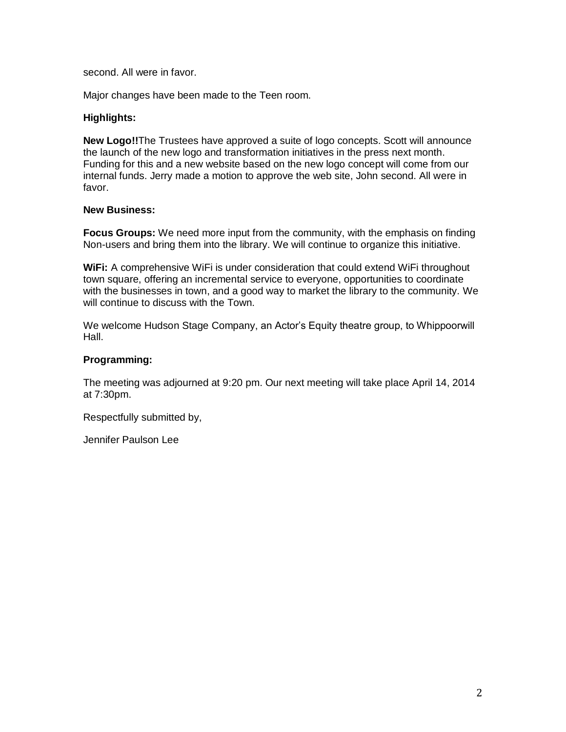second. All were in favor.

Major changes have been made to the Teen room.

**Highlights:**

**New Logo!!**The Trustees have approved a suite of logo concepts. Scott will announce the launch of the new logo and transformation initiatives in the press next month. Funding for this and a new website based on the new logo concept will come from our internal funds. Jerry made a motion to approve the web site, John second. All were in favor.

**New Business:**

**Focus Groups:** We need more input from the community, with the emphasis on finding Non-users and bring them into the library. We will continue to organize this initiative.

**WiFi:** A comprehensive WiFi is under consideration that could extend WiFi throughout town square, offering an incremental service to everyone, opportunities to coordinate with the businesses in town, and a good way to market the library to the community. We will continue to discuss with the Town.

We welcome Hudson Stage Company, an Actor's Equity theatre group, to Whippoorwill Hall.

**Programming:**

The meeting was adjourned at 9:20 pm. Our next meeting will take place April 14, 2014 at 7:30pm.

Respectfully submitted by,

Jennifer Paulson Lee